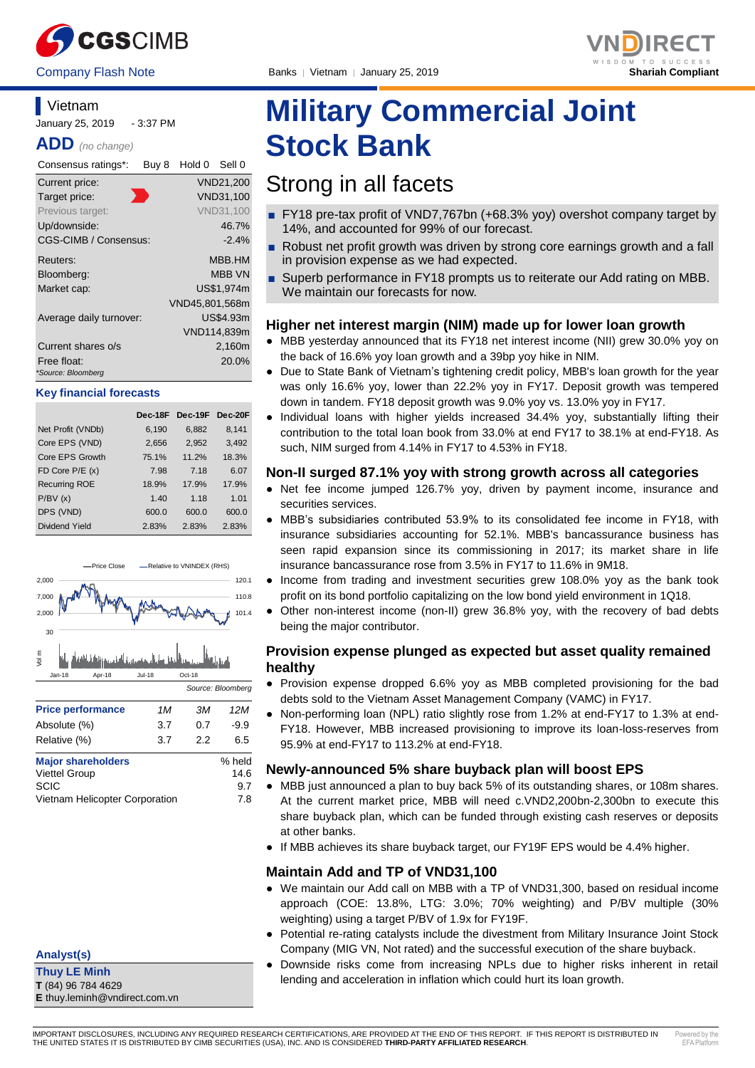CGSCIMB

Company Flash Note

Banks | Vietnam | January 25, 2019

VNDIRECT

Shariah Compliant

# Military Commercial Joint Stock Bank

## Strong in all facets

- FY18 pre-tax profit of VND7,767bn (+68.3% yoy) overshot company target by 14%, and accounted for 99% of our forecast.
- Robust net profit growth was driven by strong core earnings growth and a fall in provision expense as we had expected.
- Superb performance in FY18 prompts us to reiterate our Add rating on MBB. We maintain our forecasts for now.

**Vietnam**

January 25, 2019 - 3:37 PM

**ADD** *(no change)*

| Consensus ratings*: | Buy 8 Hold 0 Sell 0 |
|---|---|
| Current price: | VND21,200 |
| Target price: | VND31,100 |
| Previous target: | VND31,100 |
| Up/downside: | 46.7% |
| CGS-CIMB / Consensus: | -2.4% |
| Reuters: | MBB.HM |
| Bloomberg: | MBB VN |
| Market cap: | US$1,974m |
| | VND45,801,568m |
| Average daily turnover: | US$4.93m |
| | VND114,839m |
| Current shares o/s | 2,160m |
| Free float: | 20.0% |

*Source: Bloomberg

**Key financial forecasts**

| | Dec-18F | Dec-19F | Dec-20F |
|---|---|---|---|
| Net Profit (VNDb) | 6,190 | 6,882 | 8,141 |
| Core EPS (VND) | 2,656 | 2,952 | 3,492 |
| Core EPS Growth | 75.1% | 11.2% | 18.3% |
| FD Core P/E (x) | 7.98 | 7.18 | 6.07 |
| Recurring ROE | 18.9% | 17.9% | 17.9% |
| P/BV (x) | 1.40 | 1.18 | 1.01 |
| DPS (VND) | 600.0 | 600.0 | 600.0 |
| Dividend Yield | 2.83% | 2.83% | 2.83% |

Source: Bloomberg

| Price performance | 1M | 3M | 12M |
|---|---|---|---|
| Absolute (%) | 3.7 | 0.7 | -9.9 |
| Relative (%) | 3.7 | 2.2 | 6.5 |

| Major shareholders | % held |
|---|---|
| Viettel Group | 14.6 |
| SCIC | 9.7 |
| Vietnam Helicopter Corporation | 7.8 |

### Higher net interest margin (NIM) made up for lower loan growth

- MBB yesterday announced that its FY18 net interest income (NII) grew 30.0% yoy on the back of 16.6% yoy loan growth and a 39bp yoy hike in NIM.
- Due to State Bank of Vietnam's tightening credit policy, MBB's loan growth for the year was only 16.6% yoy, lower than 22.2% yoy in FY17. Deposit growth was tempered down in tandem. FY18 deposit growth was 9.0% yoy vs. 13.0% yoy in FY17.
- Individual loans with higher yields increased 34.4% yoy, substantially lifting their contribution to the total loan book from 33.0% at end FY17 to 38.1% at end-FY18. As such, NIM surged from 4.14% in FY17 to 4.53% in FY18.

### Non-II surged 87.1% yoy with strong growth across all categories

- Net fee income jumped 126.7% yoy, driven by payment income, insurance and securities services.
- MBB's subsidiaries contributed 53.9% to its consolidated fee income in FY18, with insurance subsidiaries accounting for 52.1%. MBB's bancassurance business has seen rapid expansion since its commissioning in 2017; its market share in life insurance bancassurance rose from 3.5% in FY17 to 11.6% in 9M18.
- Income from trading and investment securities grew 108.0% yoy as the bank took profit on its bond portfolio capitalizing on the low bond yield environment in 1Q18.
- Other non-interest income (non-II) grew 36.8% yoy, with the recovery of bad debts being the major contributor.

### Provision expense plunged as expected but asset quality remained healthy

- Provision expense dropped 6.6% yoy as MBB completed provisioning for the bad debts sold to the Vietnam Asset Management Company (VAMC) in FY17.
- Non-performing loan (NPL) ratio slightly rose from 1.2% at end-FY17 to 1.3% at end-FY18. However, MBB increased provisioning to improve its loan-loss-reserves from 95.9% at end-FY17 to 113.2% at end-FY18.

### Newly-announced 5% share buyback plan will boost EPS

- MBB just announced a plan to buy back 5% of its outstanding shares, or 108m shares. At the current market price, MBB will need c.VND2,200bn-2,300bn to execute this share buyback plan, which can be funded through existing cash reserves or deposits at other banks.
- If MBB achieves its share buyback target, our FY19F EPS would be 4.4% higher.

### Maintain Add and TP of VND31,100

- We maintain our Add call on MBB with a TP of VND31,300, based on residual income approach (COE: 13.8%, LTG: 3.0%; 70% weighting) and P/BV multiple (30% weighting) using a target P/BV of 1.9x for FY19F.
- Potential re-rating catalysts include the divestment from Military Insurance Joint Stock Company (MIG VN, Not rated) and the successful execution of the share buyback.
- Downside risks come from increasing NPLs due to higher risks inherent in retail lending and acceleration in inflation which could hurt its loan growth.

**Analyst(s)**

**Thuy LE Minh**
**T** (84) 96 784 4629
**E** thuy.leminh@vndirect.com.vn

IMPORTANT DISCLOSURES, INCLUDING ANY REQUIRED RESEARCH CERTIFICATIONS, ARE PROVIDED AT THE END OF THIS REPORT. IF THIS REPORT IS DISTRIBUTED IN THE UNITED STATES IT IS DISTRIBUTED BY CIMB SECURITIES (USA), INC. AND IS CONSIDERED **THIRD-PARTY AFFILIATED RESEARCH**.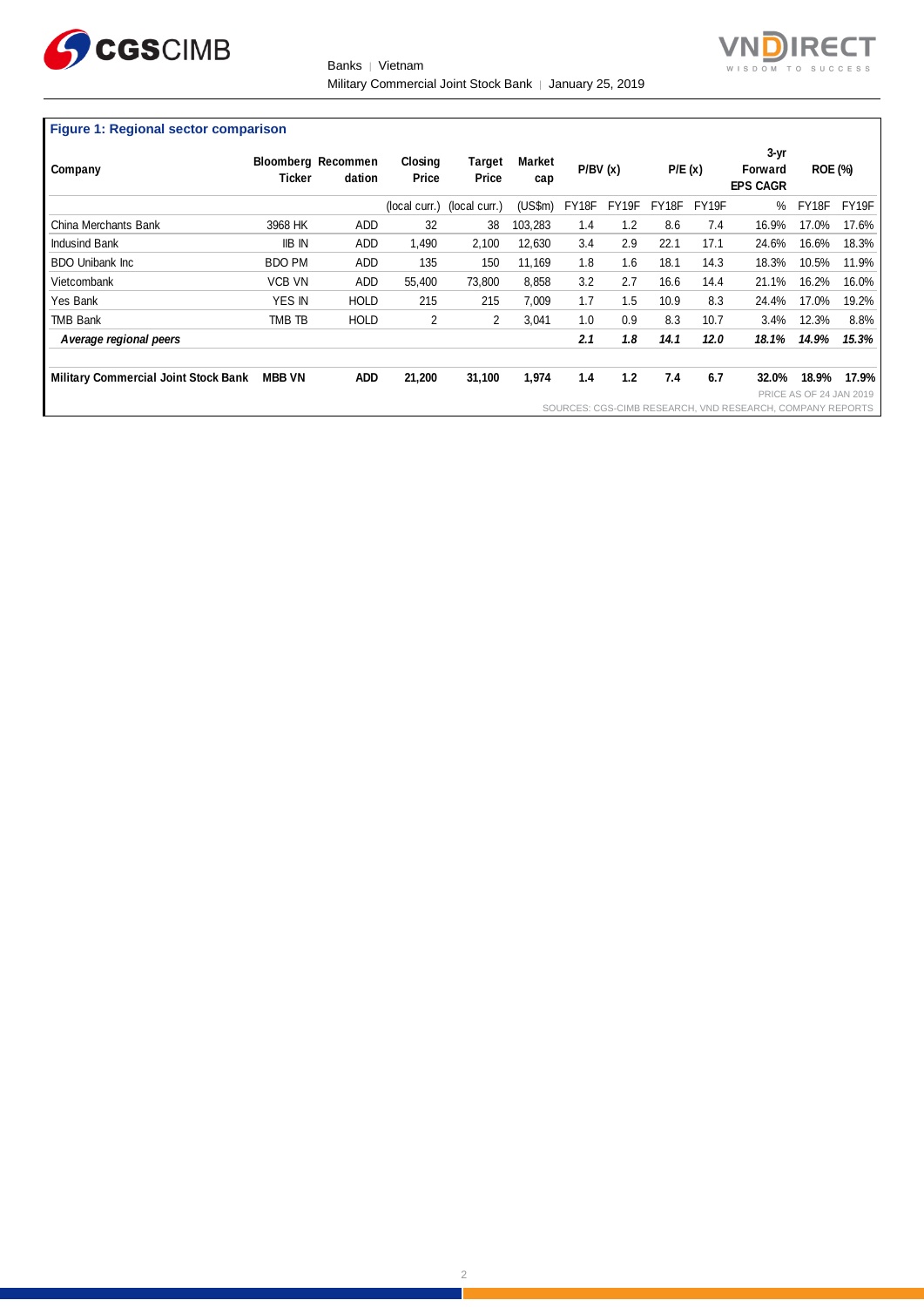**Figure 1: Regional sector comparison**

| Company | Bloomberg Ticker | Recommendation | Closing Price | Target Price | Market cap | P/BV (x) | | P/E (x) | | 3-yr Forward EPS CAGR | ROE (%) | |
|---|---|---|---|---|---|---|---|---|---|---|---|---|
| | | | (local curr.) | (local curr.) | (US$m) | FY18F | FY19F | FY18F | FY19F | % | FY18F | FY19F |
| China Merchants Bank | 3968 HK | ADD | 32 | 38 | 103,283 | 1.4 | 1.2 | 8.6 | 7.4 | 16.9% | 17.0% | 17.6% |
| Indusind Bank | IIB IN | ADD | 1,490 | 2,100 | 12,630 | 3.4 | 2.9 | 22.1 | 17.1 | 24.6% | 16.6% | 18.3% |
| BDO Unibank Inc | BDO PM | ADD | 135 | 150 | 11,169 | 1.8 | 1.6 | 18.1 | 14.3 | 18.3% | 10.5% | 11.9% |
| Vietcombank | VCB VN | ADD | 55,400 | 73,800 | 8,858 | 3.2 | 2.7 | 16.6 | 14.4 | 21.1% | 16.2% | 16.0% |
| Yes Bank | YES IN | HOLD | 215 | 215 | 7,009 | 1.7 | 1.5 | 10.9 | 8.3 | 24.4% | 17.0% | 19.2% |
| TMB Bank | TMB TB | HOLD | 2 | 2 | 3,041 | 1.0 | 0.9 | 8.3 | 10.7 | 3.4% | 12.3% | 8.8% |
| ***Average regional peers*** | | | | | | ***2.1*** | ***1.8*** | ***14.1*** | ***12.0*** | ***18.1%*** | ***14.9%*** | ***15.3%*** |
| **Military Commercial Joint Stock Bank** | **MBB VN** | **ADD** | **21,200** | **31,100** | **1,974** | **1.4** | **1.2** | **7.4** | **6.7** | **32.0%** | **18.9%** | **17.9%** |

PRICE AS OF 24 JAN 2019

SOURCES: CGS-CIMB RESEARCH, VND RESEARCH, COMPANY REPORTS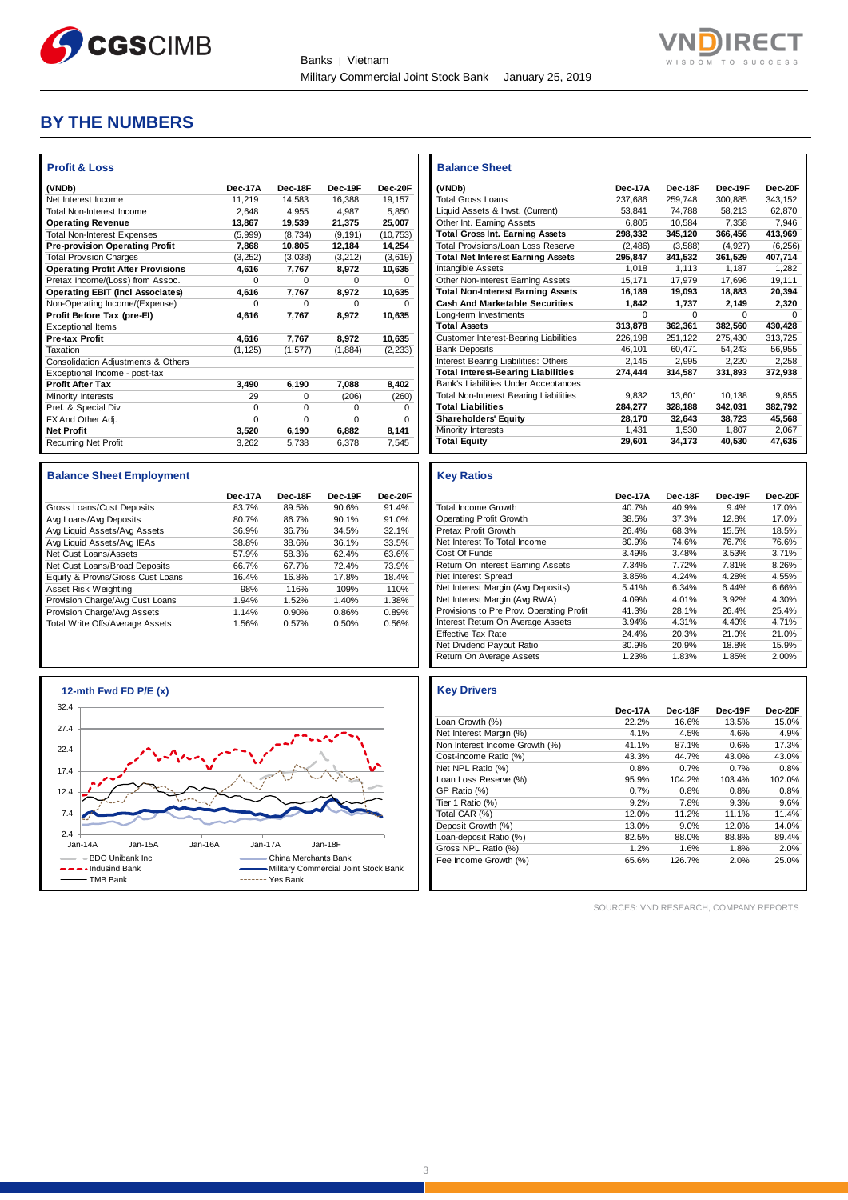# BY THE NUMBERS

### Profit & Loss

| (VNDb) | Dec-17A | Dec-18F | Dec-19F | Dec-20F |
|---|---|---|---|---|
| Net Interest Income | 11,219 | 14,583 | 16,388 | 19,157 |
| Total Non-Interest Income | 2,648 | 4,955 | 4,987 | 5,850 |
| **Operating Revenue** | **13,867** | **19,539** | **21,375** | **25,007** |
| Total Non-Interest Expenses | (5,999) | (8,734) | (9,191) | (10,753) |
| **Pre-provision Operating Profit** | **7,868** | **10,805** | **12,184** | **14,254** |
| Total Provision Charges | (3,252) | (3,038) | (3,212) | (3,619) |
| **Operating Profit After Provisions** | **4,616** | **7,767** | **8,972** | **10,635** |
| Pretax Income/(Loss) from Assoc. | 0 | 0 | 0 | 0 |
| **Operating EBIT (incl Associates)** | **4,616** | **7,767** | **8,972** | **10,635** |
| Non-Operating Income/(Expense) | 0 | 0 | 0 | 0 |
| **Profit Before Tax (pre-EI)** | **4,616** | **7,767** | **8,972** | **10,635** |
| Exceptional Items | | | | |
| **Pre-tax Profit** | **4,616** | **7,767** | **8,972** | **10,635** |
| Taxation | (1,125) | (1,577) | (1,884) | (2,233) |
| Consolidation Adjustments & Others | | | | |
| Exceptional Income - post-tax | | | | |
| **Profit After Tax** | **3,490** | **6,190** | **7,088** | **8,402** |
| Minority Interests | 29 | 0 | (206) | (260) |
| Pref. & Special Div | 0 | 0 | 0 | 0 |
| FX And Other Adj. | 0 | 0 | 0 | 0 |
| **Net Profit** | **3,520** | **6,190** | **6,882** | **8,141** |
| Recurring Net Profit | 3,262 | 5,738 | 6,378 | 7,545 |

### Balance Sheet

| (VNDb) | Dec-17A | Dec-18F | Dec-19F | Dec-20F |
|---|---|---|---|---|
| Total Gross Loans | 237,686 | 259,748 | 300,885 | 343,152 |
| Liquid Assets & Invst. (Current) | 53,841 | 74,788 | 58,213 | 62,870 |
| Other Int. Earning Assets | 6,805 | 10,584 | 7,358 | 7,946 |
| **Total Gross Int. Earning Assets** | **298,332** | **345,120** | **366,456** | **413,969** |
| Total Provisions/Loan Loss Reserve | (2,486) | (3,588) | (4,927) | (6,256) |
| **Total Net Interest Earning Assets** | **295,847** | **341,532** | **361,529** | **407,714** |
| Intangible Assets | 1,018 | 1,113 | 1,187 | 1,282 |
| Other Non-Interest Earning Assets | 15,171 | 17,979 | 17,696 | 19,111 |
| **Total Non-Interest Earning Assets** | **16,189** | **19,093** | **18,883** | **20,394** |
| **Cash And Marketable Securities** | **1,842** | **1,737** | **2,149** | **2,320** |
| Long-term Investments | 0 | 0 | 0 | 0 |
| **Total Assets** | **313,878** | **362,361** | **382,560** | **430,428** |
| Customer Interest-Bearing Liabilities | 226,198 | 251,122 | 275,430 | 313,725 |
| Bank Deposits | 46,101 | 60,471 | 54,243 | 56,955 |
| Interest Bearing Liabilities: Others | 2,145 | 2,995 | 2,220 | 2,258 |
| **Total Interest-Bearing Liabilities** | **274,444** | **314,587** | **331,893** | **372,938** |
| Bank's Liabilities Under Acceptances | | | | |
| Total Non-Interest Bearing Liabilities | 9,832 | 13,601 | 10,138 | 9,855 |
| **Total Liabilities** | **284,277** | **328,188** | **342,031** | **382,792** |
| **Shareholders' Equity** | **28,170** | **32,643** | **38,723** | **45,568** |
| Minority Interests | 1,431 | 1,530 | 1,807 | 2,067 |
| **Total Equity** | **29,601** | **34,173** | **40,530** | **47,635** |

### Balance Sheet Employment

| | Dec-17A | Dec-18F | Dec-19F | Dec-20F |
|---|---|---|---|---|
| Gross Loans/Cust Deposits | 83.7% | 89.5% | 90.6% | 91.4% |
| Avg Loans/Avg Deposits | 80.7% | 86.7% | 90.1% | 91.0% |
| Avg Liquid Assets/Avg Assets | 36.9% | 36.7% | 34.5% | 32.1% |
| Avg Liquid Assets/Avg IEAs | 38.8% | 38.6% | 36.1% | 33.5% |
| Net Cust Loans/Assets | 57.9% | 58.3% | 62.4% | 63.6% |
| Net Cust Loans/Broad Deposits | 66.7% | 67.7% | 72.4% | 73.9% |
| Equity & Provns/Gross Cust Loans | 16.4% | 16.8% | 17.8% | 18.4% |
| Asset Risk Weighting | 98% | 116% | 109% | 110% |
| Provision Charge/Avg Cust Loans | 1.94% | 1.52% | 1.40% | 1.38% |
| Provision Charge/Avg Assets | 1.14% | 0.90% | 0.86% | 0.89% |
| Total Write Offs/Average Assets | 1.56% | 0.57% | 0.50% | 0.56% |

### Key Ratios

| | Dec-17A | Dec-18F | Dec-19F | Dec-20F |
|---|---|---|---|---|
| Total Income Growth | 40.7% | 40.9% | 9.4% | 17.0% |
| Operating Profit Growth | 38.5% | 37.3% | 12.8% | 17.0% |
| Pretax Profit Growth | 26.4% | 68.3% | 15.5% | 18.5% |
| Net Interest To Total Income | 80.9% | 74.6% | 76.7% | 76.6% |
| Cost Of Funds | 3.49% | 3.48% | 3.53% | 3.71% |
| Return On Interest Earning Assets | 7.34% | 7.72% | 7.81% | 8.26% |
| Net Interest Spread | 3.85% | 4.24% | 4.28% | 4.55% |
| Net Interest Margin (Avg Deposits) | 5.41% | 6.34% | 6.44% | 6.66% |
| Net Interest Margin (Avg RWA) | 4.09% | 4.01% | 3.92% | 4.30% |
| Provisions to Pre Prov. Operating Profit | 41.3% | 28.1% | 26.4% | 25.4% |
| Interest Return On Average Assets | 3.94% | 4.31% | 4.40% | 4.71% |
| Effective Tax Rate | 24.4% | 20.3% | 21.0% | 21.0% |
| Net Dividend Payout Ratio | 30.9% | 20.9% | 18.8% | 15.9% |
| Return On Average Assets | 1.23% | 1.83% | 1.85% | 2.00% |

### 12-mth Fwd FD P/E (x)

Legend: BDO Unibank Inc; China Merchants Bank; Indusind Bank; Military Commercial Joint Stock Bank; TMB Bank; Yes Bank

### Key Drivers

| | Dec-17A | Dec-18F | Dec-19F | Dec-20F |
|---|---|---|---|---|
| Loan Growth (%) | 22.2% | 16.6% | 13.5% | 15.0% |
| Net Interest Margin (%) | 4.1% | 4.5% | 4.6% | 4.9% |
| Non Interest Income Growth (%) | 41.1% | 87.1% | 0.6% | 17.3% |
| Cost-income Ratio (%) | 43.3% | 44.7% | 43.0% | 43.0% |
| Net NPL Ratio (%) | 0.8% | 0.7% | 0.7% | 0.8% |
| Loan Loss Reserve (%) | 95.9% | 104.2% | 103.4% | 102.0% |
| GP Ratio (%) | 0.7% | 0.8% | 0.8% | 0.8% |
| Tier 1 Ratio (%) | 9.2% | 7.8% | 9.3% | 9.6% |
| Total CAR (%) | 12.0% | 11.2% | 11.1% | 11.4% |
| Deposit Growth (%) | 13.0% | 9.0% | 12.0% | 14.0% |
| Loan-deposit Ratio (%) | 82.5% | 88.0% | 88.8% | 89.4% |
| Gross NPL Ratio (%) | 1.2% | 1.6% | 1.8% | 2.0% |
| Fee Income Growth (%) | 65.6% | 126.7% | 2.0% | 25.0% |

SOURCES: VND RESEARCH, COMPANY REPORTS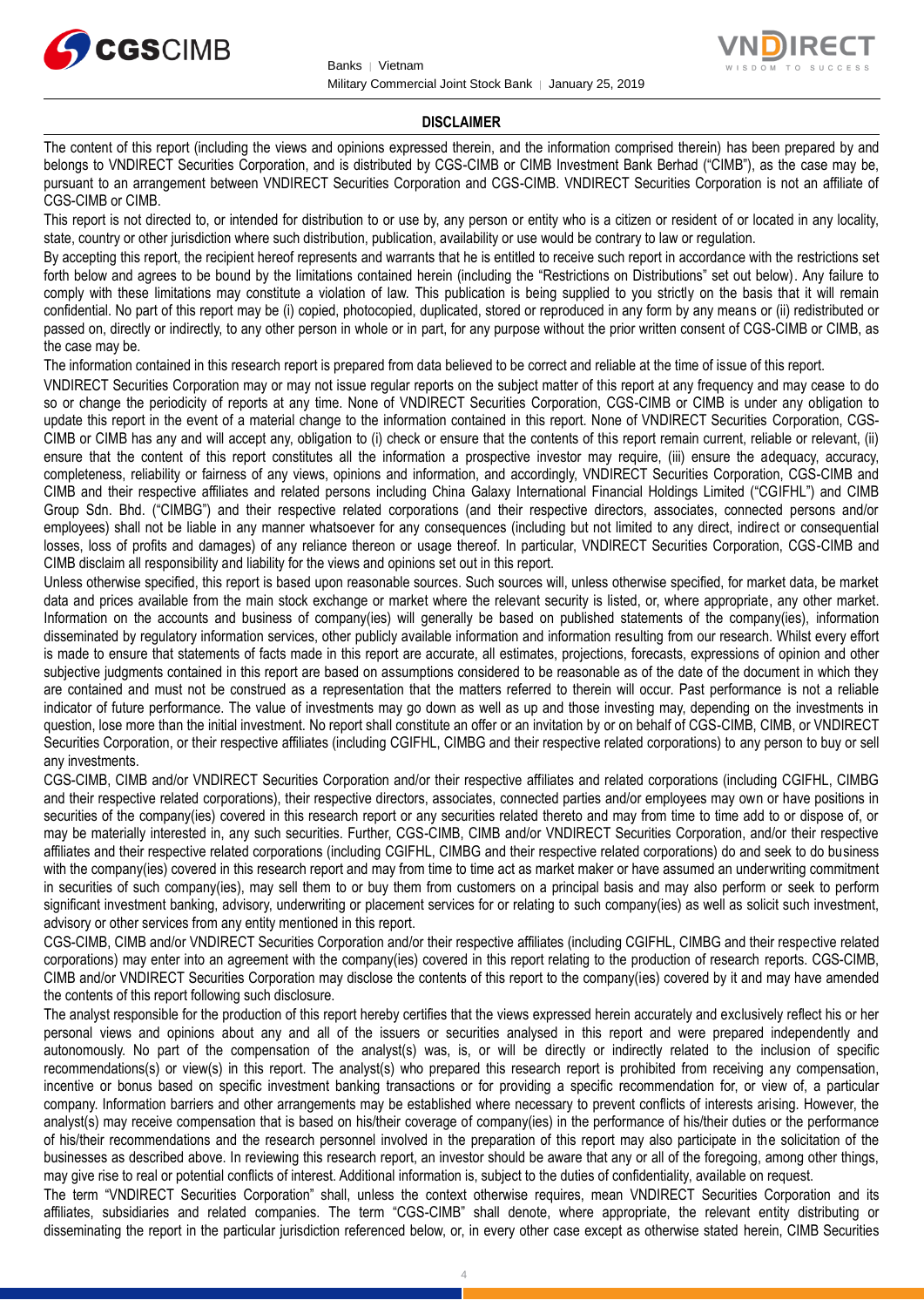## DISCLAIMER

The content of this report (including the views and opinions expressed therein, and the information comprised therein) has been prepared by and belongs to VNDIRECT Securities Corporation, and is distributed by CGS-CIMB or CIMB Investment Bank Berhad ("CIMB"), as the case may be, pursuant to an arrangement between VNDIRECT Securities Corporation and CGS-CIMB. VNDIRECT Securities Corporation is not an affiliate of CGS-CIMB or CIMB.

This report is not directed to, or intended for distribution to or use by, any person or entity who is a citizen or resident of or located in any locality, state, country or other jurisdiction where such distribution, publication, availability or use would be contrary to law or regulation.

By accepting this report, the recipient hereof represents and warrants that he is entitled to receive such report in accordance with the restrictions set forth below and agrees to be bound by the limitations contained herein (including the "Restrictions on Distributions" set out below). Any failure to comply with these limitations may constitute a violation of law. This publication is being supplied to you strictly on the basis that it will remain confidential. No part of this report may be (i) copied, photocopied, duplicated, stored or reproduced in any form by any means or (ii) redistributed or passed on, directly or indirectly, to any other person in whole or in part, for any purpose without the prior written consent of CGS-CIMB or CIMB, as the case may be.

The information contained in this research report is prepared from data believed to be correct and reliable at the time of issue of this report.

VNDIRECT Securities Corporation may or may not issue regular reports on the subject matter of this report at any frequency and may cease to do so or change the periodicity of reports at any time. None of VNDIRECT Securities Corporation, CGS-CIMB or CIMB is under any obligation to update this report in the event of a material change to the information contained in this report. None of VNDIRECT Securities Corporation, CGS-CIMB or CIMB has any and will accept any, obligation to (i) check or ensure that the contents of this report remain current, reliable or relevant, (ii) ensure that the content of this report constitutes all the information a prospective investor may require, (iii) ensure the adequacy, accuracy, completeness, reliability or fairness of any views, opinions and information, and accordingly, VNDIRECT Securities Corporation, CGS-CIMB and CIMB and their respective affiliates and related persons including China Galaxy International Financial Holdings Limited ("CGIFHL") and CIMB Group Sdn. Bhd. ("CIMBG") and their respective related corporations (and their respective directors, associates, connected persons and/or employees) shall not be liable in any manner whatsoever for any consequences (including but not limited to any direct, indirect or consequential losses, loss of profits and damages) of any reliance thereon or usage thereof. In particular, VNDIRECT Securities Corporation, CGS-CIMB and CIMB disclaim all responsibility and liability for the views and opinions set out in this report.

Unless otherwise specified, this report is based upon reasonable sources. Such sources will, unless otherwise specified, for market data, be market data and prices available from the main stock exchange or market where the relevant security is listed, or, where appropriate, any other market. Information on the accounts and business of company(ies) will generally be based on published statements of the company(ies), information disseminated by regulatory information services, other publicly available information and information resulting from our research. Whilst every effort is made to ensure that statements of facts made in this report are accurate, all estimates, projections, forecasts, expressions of opinion and other subjective judgments contained in this report are based on assumptions considered to be reasonable as of the date of the document in which they are contained and must not be construed as a representation that the matters referred to therein will occur. Past performance is not a reliable indicator of future performance. The value of investments may go down as well as up and those investing may, depending on the investments in question, lose more than the initial investment. No report shall constitute an offer or an invitation by or on behalf of CGS-CIMB, CIMB, or VNDIRECT Securities Corporation, or their respective affiliates (including CGIFHL, CIMBG and their respective related corporations) to any person to buy or sell any investments.

CGS-CIMB, CIMB and/or VNDIRECT Securities Corporation and/or their respective affiliates and related corporations (including CGIFHL, CIMBG and their respective related corporations), their respective directors, associates, connected parties and/or employees may own or have positions in securities of the company(ies) covered in this research report or any securities related thereto and may from time to time add to or dispose of, or may be materially interested in, any such securities. Further, CGS-CIMB, CIMB and/or VNDIRECT Securities Corporation, and/or their respective affiliates and their respective related corporations (including CGIFHL, CIMBG and their respective related corporations) do and seek to do business with the company(ies) covered in this research report and may from time to time act as market maker or have assumed an underwriting commitment in securities of such company(ies), may sell them to or buy them from customers on a principal basis and may also perform or seek to perform significant investment banking, advisory, underwriting or placement services for or relating to such company(ies) as well as solicit such investment, advisory or other services from any entity mentioned in this report.

CGS-CIMB, CIMB and/or VNDIRECT Securities Corporation and/or their respective affiliates (including CGIFHL, CIMBG and their respective related corporations) may enter into an agreement with the company(ies) covered in this report relating to the production of research reports. CGS-CIMB, CIMB and/or VNDIRECT Securities Corporation may disclose the contents of this report to the company(ies) covered by it and may have amended the contents of this report following such disclosure.

The analyst responsible for the production of this report hereby certifies that the views expressed herein accurately and exclusively reflect his or her personal views and opinions about any and all of the issuers or securities analysed in this report and were prepared independently and autonomously. No part of the compensation of the analyst(s) was, is, or will be directly or indirectly related to the inclusion of specific recommendations(s) or view(s) in this report. The analyst(s) who prepared this research report is prohibited from receiving any compensation, incentive or bonus based on specific investment banking transactions or for providing a specific recommendation for, or view of, a particular company. Information barriers and other arrangements may be established where necessary to prevent conflicts of interests arising. However, the analyst(s) may receive compensation that is based on his/their coverage of company(ies) in the performance of his/their duties or the performance of his/their recommendations and the research personnel involved in the preparation of this report may also participate in the solicitation of the businesses as described above. In reviewing this research report, an investor should be aware that any or all of the foregoing, among other things, may give rise to real or potential conflicts of interest. Additional information is, subject to the duties of confidentiality, available on request.

The term "VNDIRECT Securities Corporation" shall, unless the context otherwise requires, mean VNDIRECT Securities Corporation and its affiliates, subsidiaries and related companies. The term "CGS-CIMB" shall denote, where appropriate, the relevant entity distributing or disseminating the report in the particular jurisdiction referenced below, or, in every other case except as otherwise stated herein, CIMB Securities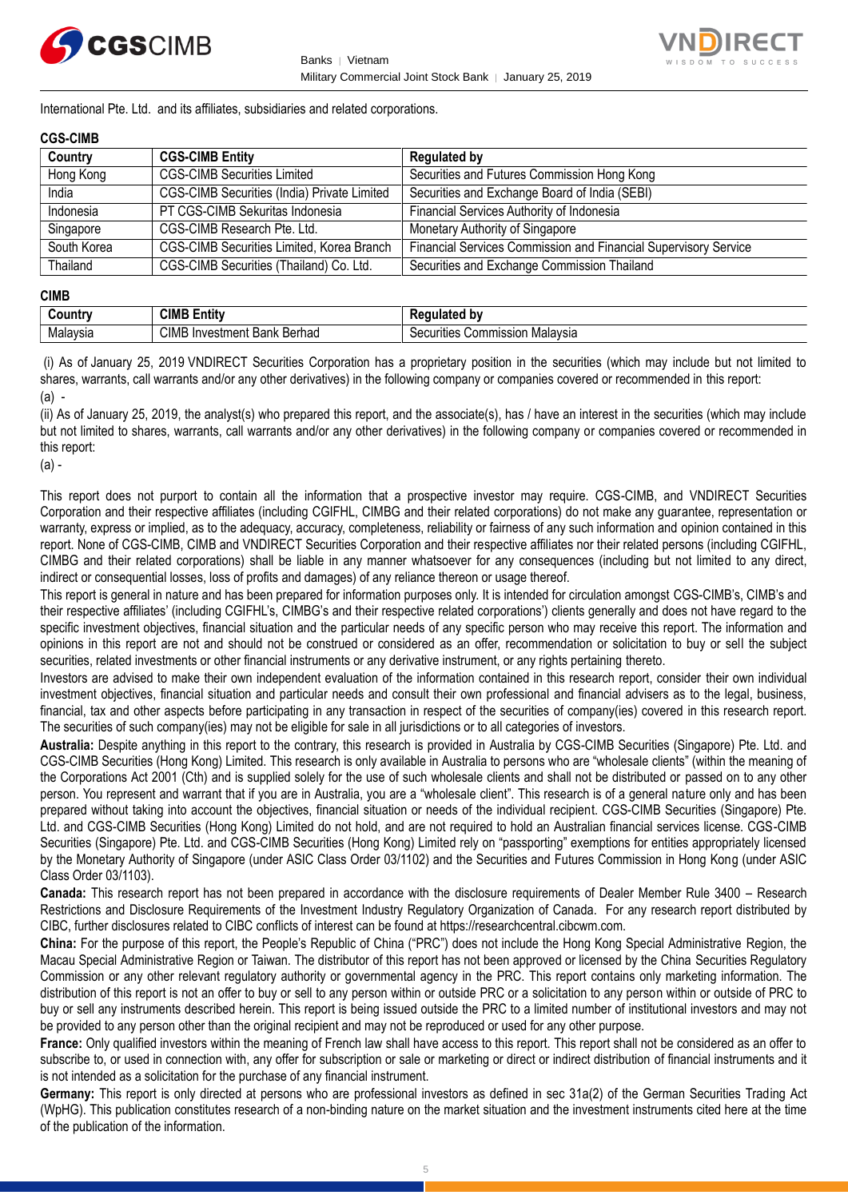International Pte. Ltd. and its affiliates, subsidiaries and related corporations.

**CGS-CIMB**

| Country | CGS-CIMB Entity | Regulated by |
| --- | --- | --- |
| Hong Kong | CGS-CIMB Securities Limited | Securities and Futures Commission Hong Kong |
| India | CGS-CIMB Securities (India) Private Limited | Securities and Exchange Board of India (SEBI) |
| Indonesia | PT CGS-CIMB Sekuritas Indonesia | Financial Services Authority of Indonesia |
| Singapore | CGS-CIMB Research Pte. Ltd. | Monetary Authority of Singapore |
| South Korea | CGS-CIMB Securities Limited, Korea Branch | Financial Services Commission and Financial Supervisory Service |
| Thailand | CGS-CIMB Securities (Thailand) Co. Ltd. | Securities and Exchange Commission Thailand |

**CIMB**

| Country | CIMB Entity | Regulated by |
| --- | --- | --- |
| Malaysia | CIMB Investment Bank Berhad | Securities Commission Malaysia |

(i) As of January 25, 2019 VNDIRECT Securities Corporation has a proprietary position in the securities (which may include but not limited to shares, warrants, call warrants and/or any other derivatives) in the following company or companies covered or recommended in this report:
(a) -

(ii) As of January 25, 2019, the analyst(s) who prepared this report, and the associate(s), has / have an interest in the securities (which may include but not limited to shares, warrants, call warrants and/or any other derivatives) in the following company or companies covered or recommended in this report:
(a) -

This report does not purport to contain all the information that a prospective investor may require. CGS-CIMB, and VNDIRECT Securities Corporation and their respective affiliates (including CGIFHL, CIMBG and their related corporations) do not make any guarantee, representation or warranty, express or implied, as to the adequacy, accuracy, completeness, reliability or fairness of any such information and opinion contained in this report. None of CGS-CIMB, CIMB and VNDIRECT Securities Corporation and their respective affiliates nor their related persons (including CGIFHL, CIMBG and their related corporations) shall be liable in any manner whatsoever for any consequences (including but not limited to any direct, indirect or consequential losses, loss of profits and damages) of any reliance thereon or usage thereof.

This report is general in nature and has been prepared for information purposes only. It is intended for circulation amongst CGS-CIMB's, CIMB's and their respective affiliates' (including CGIFHL's, CIMBG's and their respective related corporations') clients generally and does not have regard to the specific investment objectives, financial situation and the particular needs of any specific person who may receive this report. The information and opinions in this report are not and should not be construed or considered as an offer, recommendation or solicitation to buy or sell the subject securities, related investments or other financial instruments or any derivative instrument, or any rights pertaining thereto.

Investors are advised to make their own independent evaluation of the information contained in this research report, consider their own individual investment objectives, financial situation and particular needs and consult their own professional and financial advisers as to the legal, business, financial, tax and other aspects before participating in any transaction in respect of the securities of company(ies) covered in this research report. The securities of such company(ies) may not be eligible for sale in all jurisdictions or to all categories of investors.

**Australia:** Despite anything in this report to the contrary, this research is provided in Australia by CGS-CIMB Securities (Singapore) Pte. Ltd. and CGS-CIMB Securities (Hong Kong) Limited. This research is only available in Australia to persons who are "wholesale clients" (within the meaning of the Corporations Act 2001 (Cth) and is supplied solely for the use of such wholesale clients and shall not be distributed or passed on to any other person. You represent and warrant that if you are in Australia, you are a "wholesale client". This research is of a general nature only and has been prepared without taking into account the objectives, financial situation or needs of the individual recipient. CGS-CIMB Securities (Singapore) Pte. Ltd. and CGS-CIMB Securities (Hong Kong) Limited do not hold, and are not required to hold an Australian financial services license. CGS-CIMB Securities (Singapore) Pte. Ltd. and CGS-CIMB Securities (Hong Kong) Limited rely on "passporting" exemptions for entities appropriately licensed by the Monetary Authority of Singapore (under ASIC Class Order 03/1102) and the Securities and Futures Commission in Hong Kong (under ASIC Class Order 03/1103).

**Canada:** This research report has not been prepared in accordance with the disclosure requirements of Dealer Member Rule 3400 – Research Restrictions and Disclosure Requirements of the Investment Industry Regulatory Organization of Canada. For any research report distributed by CIBC, further disclosures related to CIBC conflicts of interest can be found at https://researchcentral.cibcwm.com.

**China:** For the purpose of this report, the People's Republic of China ("PRC") does not include the Hong Kong Special Administrative Region, the Macau Special Administrative Region or Taiwan. The distributor of this report has not been approved or licensed by the China Securities Regulatory Commission or any other relevant regulatory authority or governmental agency in the PRC. This report contains only marketing information. The distribution of this report is not an offer to buy or sell to any person within or outside PRC or a solicitation to any person within or outside of PRC to buy or sell any instruments described herein. This report is being issued outside the PRC to a limited number of institutional investors and may not be provided to any person other than the original recipient and may not be reproduced or used for any other purpose.

**France:** Only qualified investors within the meaning of French law shall have access to this report. This report shall not be considered as an offer to subscribe to, or used in connection with, any offer for subscription or sale or marketing or direct or indirect distribution of financial instruments and it is not intended as a solicitation for the purchase of any financial instrument.

**Germany:** This report is only directed at persons who are professional investors as defined in sec 31a(2) of the German Securities Trading Act (WpHG). This publication constitutes research of a non-binding nature on the market situation and the investment instruments cited here at the time of the publication of the information.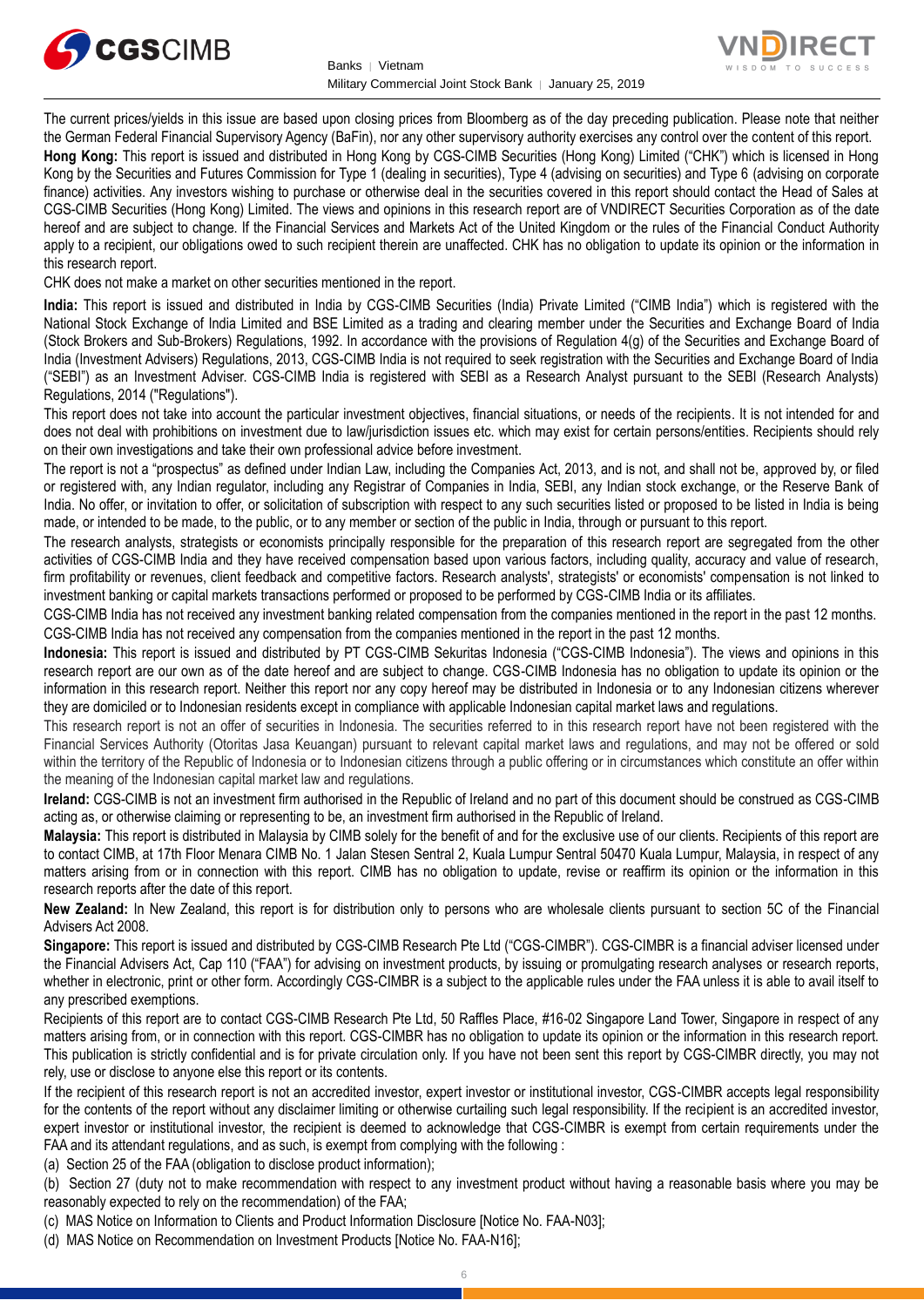The current prices/yields in this issue are based upon closing prices from Bloomberg as of the day preceding publication. Please note that neither the German Federal Financial Supervisory Agency (BaFin), nor any other supervisory authority exercises any control over the content of this report.

**Hong Kong:** This report is issued and distributed in Hong Kong by CGS-CIMB Securities (Hong Kong) Limited ("CHK") which is licensed in Hong Kong by the Securities and Futures Commission for Type 1 (dealing in securities), Type 4 (advising on securities) and Type 6 (advising on corporate finance) activities. Any investors wishing to purchase or otherwise deal in the securities covered in this report should contact the Head of Sales at CGS-CIMB Securities (Hong Kong) Limited. The views and opinions in this research report are of VNDIRECT Securities Corporation as of the date hereof and are subject to change. If the Financial Services and Markets Act of the United Kingdom or the rules of the Financial Conduct Authority apply to a recipient, our obligations owed to such recipient therein are unaffected. CHK has no obligation to update its opinion or the information in this research report.

CHK does not make a market on other securities mentioned in the report.

**India:** This report is issued and distributed in India by CGS-CIMB Securities (India) Private Limited ("CIMB India") which is registered with the National Stock Exchange of India Limited and BSE Limited as a trading and clearing member under the Securities and Exchange Board of India (Stock Brokers and Sub-Brokers) Regulations, 1992. In accordance with the provisions of Regulation 4(g) of the Securities and Exchange Board of India (Investment Advisers) Regulations, 2013, CGS-CIMB India is not required to seek registration with the Securities and Exchange Board of India ("SEBI") as an Investment Adviser. CGS-CIMB India is registered with SEBI as a Research Analyst pursuant to the SEBI (Research Analysts) Regulations, 2014 ("Regulations").

This report does not take into account the particular investment objectives, financial situations, or needs of the recipients. It is not intended for and does not deal with prohibitions on investment due to law/jurisdiction issues etc. which may exist for certain persons/entities. Recipients should rely on their own investigations and take their own professional advice before investment.

The report is not a "prospectus" as defined under Indian Law, including the Companies Act, 2013, and is not, and shall not be, approved by, or filed or registered with, any Indian regulator, including any Registrar of Companies in India, SEBI, any Indian stock exchange, or the Reserve Bank of India. No offer, or invitation to offer, or solicitation of subscription with respect to any such securities listed or proposed to be listed in India is being made, or intended to be made, to the public, or to any member or section of the public in India, through or pursuant to this report.

The research analysts, strategists or economists principally responsible for the preparation of this research report are segregated from the other activities of CGS-CIMB India and they have received compensation based upon various factors, including quality, accuracy and value of research, firm profitability or revenues, client feedback and competitive factors. Research analysts', strategists' or economists' compensation is not linked to investment banking or capital markets transactions performed or proposed to be performed by CGS-CIMB India or its affiliates.

CGS-CIMB India has not received any investment banking related compensation from the companies mentioned in the report in the past 12 months. CGS-CIMB India has not received any compensation from the companies mentioned in the report in the past 12 months.

**Indonesia:** This report is issued and distributed by PT CGS-CIMB Sekuritas Indonesia ("CGS-CIMB Indonesia"). The views and opinions in this research report are our own as of the date hereof and are subject to change. CGS-CIMB Indonesia has no obligation to update its opinion or the information in this research report. Neither this report nor any copy hereof may be distributed in Indonesia or to any Indonesian citizens wherever they are domiciled or to Indonesian residents except in compliance with applicable Indonesian capital market laws and regulations.

This research report is not an offer of securities in Indonesia. The securities referred to in this research report have not been registered with the Financial Services Authority (Otoritas Jasa Keuangan) pursuant to relevant capital market laws and regulations, and may not be offered or sold within the territory of the Republic of Indonesia or to Indonesian citizens through a public offering or in circumstances which constitute an offer within the meaning of the Indonesian capital market law and regulations.

**Ireland:** CGS-CIMB is not an investment firm authorised in the Republic of Ireland and no part of this document should be construed as CGS-CIMB acting as, or otherwise claiming or representing to be, an investment firm authorised in the Republic of Ireland.

**Malaysia:** This report is distributed in Malaysia by CIMB solely for the benefit of and for the exclusive use of our clients. Recipients of this report are to contact CIMB, at 17th Floor Menara CIMB No. 1 Jalan Stesen Sentral 2, Kuala Lumpur Sentral 50470 Kuala Lumpur, Malaysia, in respect of any matters arising from or in connection with this report. CIMB has no obligation to update, revise or reaffirm its opinion or the information in this research reports after the date of this report.

**New Zealand:** In New Zealand, this report is for distribution only to persons who are wholesale clients pursuant to section 5C of the Financial Advisers Act 2008.

**Singapore:** This report is issued and distributed by CGS-CIMB Research Pte Ltd ("CGS-CIMBR"). CGS-CIMBR is a financial adviser licensed under the Financial Advisers Act, Cap 110 ("FAA") for advising on investment products, by issuing or promulgating research analyses or research reports, whether in electronic, print or other form. Accordingly CGS-CIMBR is a subject to the applicable rules under the FAA unless it is able to avail itself to any prescribed exemptions.

Recipients of this report are to contact CGS-CIMB Research Pte Ltd, 50 Raffles Place, #16-02 Singapore Land Tower, Singapore in respect of any matters arising from, or in connection with this report. CGS-CIMBR has no obligation to update its opinion or the information in this research report. This publication is strictly confidential and is for private circulation only. If you have not been sent this report by CGS-CIMBR directly, you may not rely, use or disclose to anyone else this report or its contents.

If the recipient of this research report is not an accredited investor, expert investor or institutional investor, CGS-CIMBR accepts legal responsibility for the contents of the report without any disclaimer limiting or otherwise curtailing such legal responsibility. If the recipient is an accredited investor, expert investor or institutional investor, the recipient is deemed to acknowledge that CGS-CIMBR is exempt from certain requirements under the FAA and its attendant regulations, and as such, is exempt from complying with the following :

(a) Section 25 of the FAA (obligation to disclose product information);

(b) Section 27 (duty not to make recommendation with respect to any investment product without having a reasonable basis where you may be reasonably expected to rely on the recommendation) of the FAA;

(c) MAS Notice on Information to Clients and Product Information Disclosure [Notice No. FAA-N03];

(d) MAS Notice on Recommendation on Investment Products [Notice No. FAA-N16];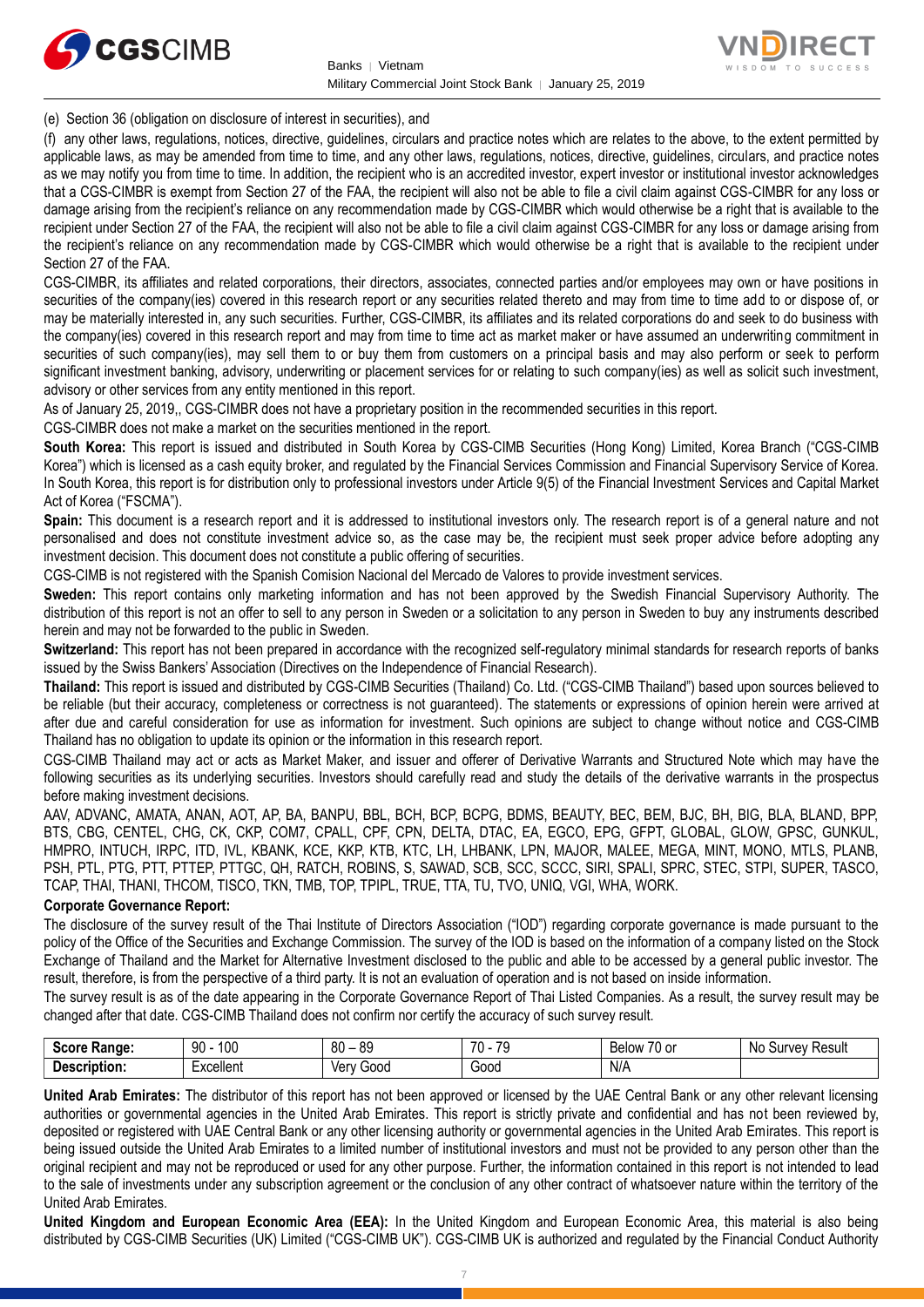(e) Section 36 (obligation on disclosure of interest in securities), and

(f) any other laws, regulations, notices, directive, guidelines, circulars and practice notes which are relates to the above, to the extent permitted by applicable laws, as may be amended from time to time, and any other laws, regulations, notices, directive, guidelines, circulars, and practice notes as we may notify you from time to time. In addition, the recipient who is an accredited investor, expert investor or institutional investor acknowledges that a CGS-CIMBR is exempt from Section 27 of the FAA, the recipient will also not be able to file a civil claim against CGS-CIMBR for any loss or damage arising from the recipient's reliance on any recommendation made by CGS-CIMBR which would otherwise be a right that is available to the recipient under Section 27 of the FAA, the recipient will also not be able to file a civil claim against CGS-CIMBR for any loss or damage arising from the recipient's reliance on any recommendation made by CGS-CIMBR which would otherwise be a right that is available to the recipient under Section 27 of the FAA.

CGS-CIMBR, its affiliates and related corporations, their directors, associates, connected parties and/or employees may own or have positions in securities of the company(ies) covered in this research report or any securities related thereto and may from time to time add to or dispose of, or may be materially interested in, any such securities. Further, CGS-CIMBR, its affiliates and its related corporations do and seek to do business with the company(ies) covered in this research report and may from time to time act as market maker or have assumed an underwriting commitment in securities of such company(ies), may sell them to or buy them from customers on a principal basis and may also perform or seek to perform significant investment banking, advisory, underwriting or placement services for or relating to such company(ies) as well as solicit such investment, advisory or other services from any entity mentioned in this report.

As of January 25, 2019,, CGS-CIMBR does not have a proprietary position in the recommended securities in this report.

CGS-CIMBR does not make a market on the securities mentioned in the report.

**South Korea:** This report is issued and distributed in South Korea by CGS-CIMB Securities (Hong Kong) Limited, Korea Branch ("CGS-CIMB Korea") which is licensed as a cash equity broker, and regulated by the Financial Services Commission and Financial Supervisory Service of Korea. In South Korea, this report is for distribution only to professional investors under Article 9(5) of the Financial Investment Services and Capital Market Act of Korea ("FSCMA").

**Spain:** This document is a research report and it is addressed to institutional investors only. The research report is of a general nature and not personalised and does not constitute investment advice so, as the case may be, the recipient must seek proper advice before adopting any investment decision. This document does not constitute a public offering of securities.

CGS-CIMB is not registered with the Spanish Comision Nacional del Mercado de Valores to provide investment services.

**Sweden:** This report contains only marketing information and has not been approved by the Swedish Financial Supervisory Authority. The distribution of this report is not an offer to sell to any person in Sweden or a solicitation to any person in Sweden to buy any instruments described herein and may not be forwarded to the public in Sweden.

**Switzerland:** This report has not been prepared in accordance with the recognized self-regulatory minimal standards for research reports of banks issued by the Swiss Bankers' Association (Directives on the Independence of Financial Research).

**Thailand:** This report is issued and distributed by CGS-CIMB Securities (Thailand) Co. Ltd. ("CGS-CIMB Thailand") based upon sources believed to be reliable (but their accuracy, completeness or correctness is not guaranteed). The statements or expressions of opinion herein were arrived at after due and careful consideration for use as information for investment. Such opinions are subject to change without notice and CGS-CIMB Thailand has no obligation to update its opinion or the information in this research report.

CGS-CIMB Thailand may act or acts as Market Maker, and issuer and offerer of Derivative Warrants and Structured Note which may have the following securities as its underlying securities. Investors should carefully read and study the details of the derivative warrants in the prospectus before making investment decisions.

AAV, ADVANC, AMATA, ANAN, AOT, AP, BA, BANPU, BBL, BCH, BCP, BCPG, BDMS, BEAUTY, BEC, BEM, BJC, BH, BIG, BLA, BLAND, BPP, BTS, CBG, CENTEL, CHG, CK, CKP, COM7, CPALL, CPF, CPN, DELTA, DTAC, EA, EGCO, EPG, GFPT, GLOBAL, GLOW, GPSC, GUNKUL, HMPRO, INTUCH, IRPC, ITD, IVL, KBANK, KCE, KKP, KTB, KTC, LH, LHBANK, LPN, MAJOR, MALEE, MEGA, MINT, MONO, MTLS, PLANB, PSH, PTL, PTG, PTT, PTTEP, PTTGC, QH, RATCH, ROBINS, S, SAWAD, SCB, SCC, SCCC, SIRI, SPALI, SPRC, STEC, STPI, SUPER, TASCO, TCAP, THAI, THANI, THCOM, TISCO, TKN, TMB, TOP, TPIPL, TRUE, TTA, TU, TVO, UNIQ, VGI, WHA, WORK.

**Corporate Governance Report:**

The disclosure of the survey result of the Thai Institute of Directors Association ("IOD") regarding corporate governance is made pursuant to the policy of the Office of the Securities and Exchange Commission. The survey of the IOD is based on the information of a company listed on the Stock Exchange of Thailand and the Market for Alternative Investment disclosed to the public and able to be accessed by a general public investor. The result, therefore, is from the perspective of a third party. It is not an evaluation of operation and is not based on inside information.

The survey result is as of the date appearing in the Corporate Governance Report of Thai Listed Companies. As a result, the survey result may be changed after that date. CGS-CIMB Thailand does not confirm nor certify the accuracy of such survey result.

| **Score Range:** | 90 - 100 | 80 – 89 | 70 - 79 | Below 70 or | No Survey Result |
|---|---|---|---|---|---|
| **Description:** | Excellent | Very Good | Good | N/A | |

**United Arab Emirates:** The distributor of this report has not been approved or licensed by the UAE Central Bank or any other relevant licensing authorities or governmental agencies in the United Arab Emirates. This report is strictly private and confidential and has not been reviewed by, deposited or registered with UAE Central Bank or any other licensing authority or governmental agencies in the United Arab Emirates. This report is being issued outside the United Arab Emirates to a limited number of institutional investors and must not be provided to any person other than the original recipient and may not be reproduced or used for any other purpose. Further, the information contained in this report is not intended to lead to the sale of investments under any subscription agreement or the conclusion of any other contract of whatsoever nature within the territory of the United Arab Emirates.

**United Kingdom and European Economic Area (EEA):** In the United Kingdom and European Economic Area, this material is also being distributed by CGS-CIMB Securities (UK) Limited ("CGS-CIMB UK"). CGS-CIMB UK is authorized and regulated by the Financial Conduct Authority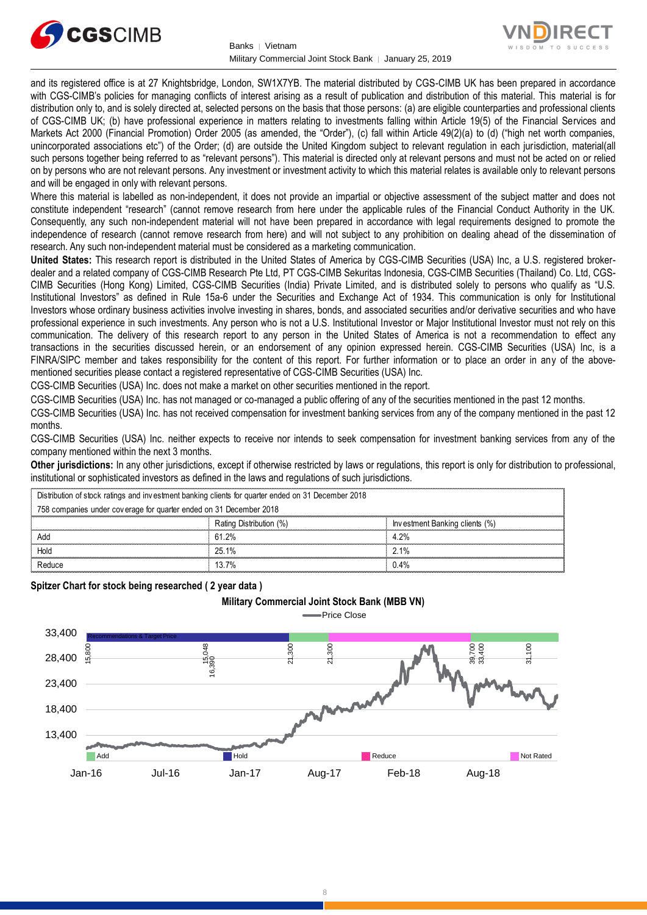and its registered office is at 27 Knightsbridge, London, SW1X7YB. The material distributed by CGS-CIMB UK has been prepared in accordance with CGS-CIMB's policies for managing conflicts of interest arising as a result of publication and distribution of this material. This material is for distribution only to, and is solely directed at, selected persons on the basis that those persons: (a) are eligible counterparties and professional clients of CGS-CIMB UK; (b) have professional experience in matters relating to investments falling within Article 19(5) of the Financial Services and Markets Act 2000 (Financial Promotion) Order 2005 (as amended, the "Order"), (c) fall within Article 49(2)(a) to (d) ("high net worth companies, unincorporated associations etc") of the Order; (d) are outside the United Kingdom subject to relevant regulation in each jurisdiction, material(all such persons together being referred to as "relevant persons"). This material is directed only at relevant persons and must not be acted on or relied on by persons who are not relevant persons. Any investment or investment activity to which this material relates is available only to relevant persons and will be engaged in only with relevant persons.

Where this material is labelled as non-independent, it does not provide an impartial or objective assessment of the subject matter and does not constitute independent "research" (cannot remove research from here under the applicable rules of the Financial Conduct Authority in the UK. Consequently, any such non-independent material will not have been prepared in accordance with legal requirements designed to promote the independence of research (cannot remove research from here) and will not subject to any prohibition on dealing ahead of the dissemination of research. Any such non-independent material must be considered as a marketing communication.

**United States:** This research report is distributed in the United States of America by CGS-CIMB Securities (USA) Inc, a U.S. registered broker-dealer and a related company of CGS-CIMB Research Pte Ltd, PT CGS-CIMB Sekuritas Indonesia, CGS-CIMB Securities (Thailand) Co. Ltd, CGS-CIMB Securities (Hong Kong) Limited, CGS-CIMB Securities (India) Private Limited, and is distributed solely to persons who qualify as "U.S. Institutional Investors" as defined in Rule 15a-6 under the Securities and Exchange Act of 1934. This communication is only for Institutional Investors whose ordinary business activities involve investing in shares, bonds, and associated securities and/or derivative securities and who have professional experience in such investments. Any person who is not a U.S. Institutional Investor or Major Institutional Investor must not rely on this communication. The delivery of this research report to any person in the United States of America is not a recommendation to effect any transactions in the securities discussed herein, or an endorsement of any opinion expressed herein. CGS-CIMB Securities (USA) Inc, is a FINRA/SIPC member and takes responsibility for the content of this report. For further information or to place an order in any of the above-mentioned securities please contact a registered representative of CGS-CIMB Securities (USA) Inc.

CGS-CIMB Securities (USA) Inc. does not make a market on other securities mentioned in the report.

CGS-CIMB Securities (USA) Inc. has not managed or co-managed a public offering of any of the securities mentioned in the past 12 months.

CGS-CIMB Securities (USA) Inc. has not received compensation for investment banking services from any of the company mentioned in the past 12 months.

CGS-CIMB Securities (USA) Inc. neither expects to receive nor intends to seek compensation for investment banking services from any of the company mentioned within the next 3 months.

**Other jurisdictions:** In any other jurisdictions, except if otherwise restricted by laws or regulations, this report is only for distribution to professional, institutional or sophisticated investors as defined in the laws and regulations of such jurisdictions.

| Distribution of stock ratings and investment banking clients for quarter ended on 31 December 2018 | | |
|---|---|---|
| 758 companies under coverage for quarter ended on 31 December 2018 | | |
| | Rating Distribution (%) | Investment Banking clients (%) |
| Add | 61.2% | 4.2% |
| Hold | 25.1% | 2.1% |
| Reduce | 13.7% | 0.4% |

**Spitzer Chart for stock being researched ( 2 year data )**

**Military Commercial Joint Stock Bank (MBB VN)**

Price Close

Recommendations & Target Price: 15,800; 15,048; 16,390; 21,300; 21,300; 39,700; 33,400; 31,100

Legend: Add, Hold, Reduce, Not Rated

Y-axis: 33,400; 28,400; 23,400; 18,400; 13,400

X-axis: Jan-16; Jul-16; Jan-17; Aug-17; Feb-18; Aug-18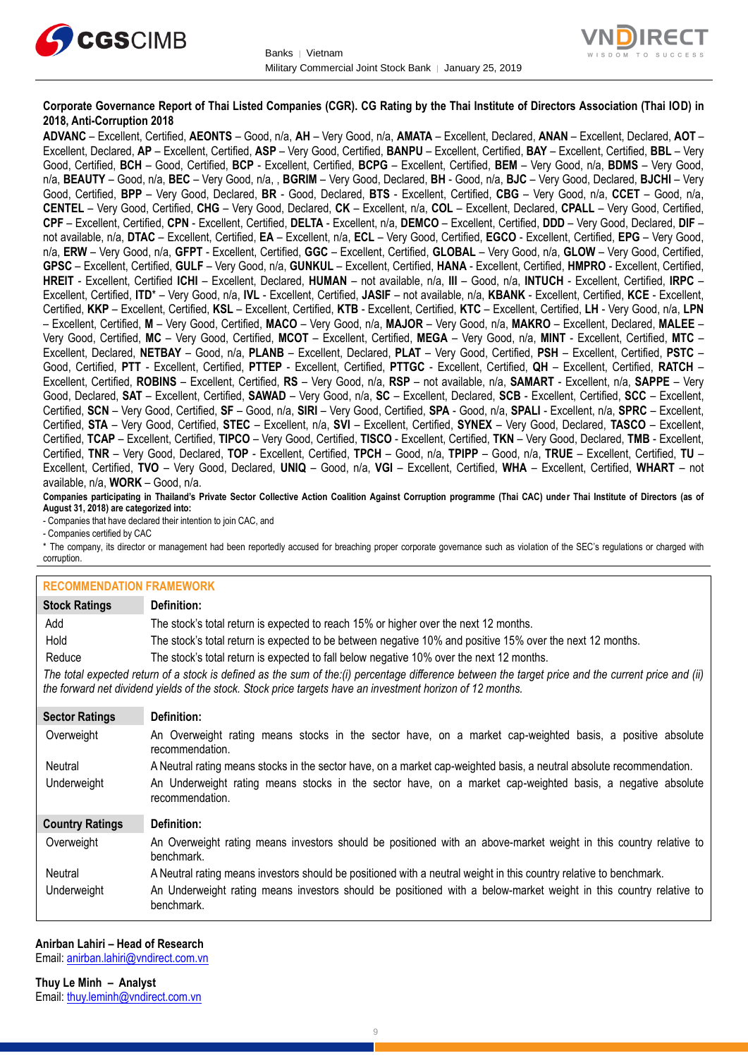**Corporate Governance Report of Thai Listed Companies (CGR). CG Rating by the Thai Institute of Directors Association (Thai IOD) in 2018, Anti-Corruption 2018**

**ADVANC** – Excellent, Certified, **AEONTS** – Good, n/a, **AH** – Very Good, n/a, **AMATA** – Excellent, Declared, **ANAN** – Excellent, Declared, **AOT** – Excellent, Declared, **AP** – Excellent, Certified, **ASP** – Very Good, Certified, **BANPU** – Excellent, Certified, **BAY** – Excellent, Certified, **BBL** – Very Good, Certified, **BCH** – Good, Certified, **BCP** - Excellent, Certified, **BCPG** – Excellent, Certified, **BEM** – Very Good, n/a, **BDMS** – Very Good, n/a, **BEAUTY** – Good, n/a, **BEC** – Very Good, n/a, , **BGRIM** – Very Good, Declared, **BH** - Good, n/a, **BJC** – Very Good, Declared, **BJCHI** – Very Good, Certified, **BPP** – Very Good, Declared, **BR** - Good, Declared, **BTS** - Excellent, Certified, **CBG** – Very Good, n/a, **CCET** – Good, n/a, **CENTEL** – Very Good, Certified, **CHG** – Very Good, Declared, **CK** – Excellent, n/a, **COL** – Excellent, Declared, **CPALL** – Very Good, Certified, **CPF** – Excellent, Certified, **CPN** - Excellent, Certified, **DELTA** - Excellent, n/a, **DEMCO** – Excellent, Certified, **DDD** – Very Good, Declared, **DIF** – not available, n/a, **DTAC** – Excellent, Certified, **EA** – Excellent, n/a, **ECL** – Very Good, Certified, **EGCO** - Excellent, Certified, **EPG** – Very Good, n/a, **ERW** – Very Good, n/a, **GFPT** - Excellent, Certified, **GGC** – Excellent, Certified, **GLOBAL** – Very Good, n/a, **GLOW** – Very Good, Certified, **GPSC** – Excellent, Certified, **GULF** – Very Good, n/a, **GUNKUL** – Excellent, Certified, **HANA** - Excellent, Certified, **HMPRO** - Excellent, Certified, **HREIT** - Excellent, Certified **ICHI** – Excellent, Declared, **HUMAN** – not available, n/a, **III** – Good, n/a, **INTUCH** - Excellent, Certified, **IRPC** – Excellent, Certified, **ITD**\* – Very Good, n/a, **IVL** - Excellent, Certified, **JASIF** – not available, n/a, **KBANK** - Excellent, Certified, **KCE** - Excellent, Certified, **KKP** – Excellent, Certified, **KSL** – Excellent, Certified, **KTB** - Excellent, Certified, **KTC** – Excellent, Certified, **LH** - Very Good, n/a, **LPN** – Excellent, Certified, **M** – Very Good, Certified, **MACO** – Very Good, n/a, **MAJOR** – Very Good, n/a, **MAKRO** – Excellent, Declared, **MALEE** – Very Good, Certified, **MC** – Very Good, Certified, **MCOT** – Excellent, Certified, **MEGA** – Very Good, n/a, **MINT** - Excellent, Certified, **MTC** – Excellent, Declared, **NETBAY** – Good, n/a, **PLANB** – Excellent, Declared, **PLAT** – Very Good, Certified, **PSH** – Excellent, Certified, **PSTC** – Good, Certified, **PTT** - Excellent, Certified, **PTTEP** - Excellent, Certified, **PTTGC** - Excellent, Certified, **QH** – Excellent, Certified, **RATCH** – Excellent, Certified, **ROBINS** – Excellent, Certified, **RS** – Very Good, n/a, **RSP** – not available, n/a, **SAMART** - Excellent, n/a, **SAPPE** – Very Good, Declared, **SAT** – Excellent, Certified, **SAWAD** – Very Good, n/a, **SC** – Excellent, Declared, **SCB** - Excellent, Certified, **SCC** – Excellent, Certified, **SCN** – Very Good, Certified, **SF** – Good, n/a, **SIRI** – Very Good, Certified, **SPA** - Good, n/a, **SPALI** - Excellent, n/a, **SPRC** – Excellent, Certified, **STA** – Very Good, Certified, **STEC** – Excellent, n/a, **SVI** – Excellent, Certified, **SYNEX** – Very Good, Declared, **TASCO** – Excellent, Certified, **TCAP** – Excellent, Certified, **TIPCO** – Very Good, Certified, **TISCO** - Excellent, Certified, **TKN** – Very Good, Declared, **TMB** - Excellent, Certified, **TNR** – Very Good, Declared, **TOP** - Excellent, Certified, **TPCH** – Good, n/a, **TPIPP** – Good, n/a, **TRUE** – Excellent, Certified, **TU** – Excellent, Certified, **TVO** – Very Good, Declared, **UNIQ** – Good, n/a, **VGI** – Excellent, Certified, **WHA** – Excellent, Certified, **WHART** – not available, n/a, **WORK** – Good, n/a.

**Companies participating in Thailand's Private Sector Collective Action Coalition Against Corruption programme (Thai CAC) under Thai Institute of Directors (as of August 31, 2018) are categorized into:**

- Companies that have declared their intention to join CAC, and
- Companies certified by CAC

\* The company, its director or management had been reportedly accused for breaching proper corporate governance such as violation of the SEC's regulations or charged with corruption.

**RECOMMENDATION FRAMEWORK**

| Stock Ratings | Definition: |
|---|---|
| Add | The stock's total return is expected to reach 15% or higher over the next 12 months. |
| Hold | The stock's total return is expected to be between negative 10% and positive 15% over the next 12 months. |
| Reduce | The stock's total return is expected to fall below negative 10% over the next 12 months. |

*The total expected return of a stock is defined as the sum of the:(i) percentage difference between the target price and the current price and (ii) the forward net dividend yields of the stock. Stock price targets have an investment horizon of 12 months.*

| Sector Ratings | Definition: |
|---|---|
| Overweight | An Overweight rating means stocks in the sector have, on a market cap-weighted basis, a positive absolute recommendation. |
| Neutral | A Neutral rating means stocks in the sector have, on a market cap-weighted basis, a neutral absolute recommendation. |
| Underweight | An Underweight rating means stocks in the sector have, on a market cap-weighted basis, a negative absolute recommendation. |

| Country Ratings | Definition: |
|---|---|
| Overweight | An Overweight rating means investors should be positioned with an above-market weight in this country relative to benchmark. |
| Neutral | A Neutral rating means investors should be positioned with a neutral weight in this country relative to benchmark. |
| Underweight | An Underweight rating means investors should be positioned with a below-market weight in this country relative to benchmark. |

**Anirban Lahiri – Head of Research**
Email: anirban.lahiri@vndirect.com.vn

**Thuy Le Minh – Analyst**
Email: thuy.leminh@vndirect.com.vn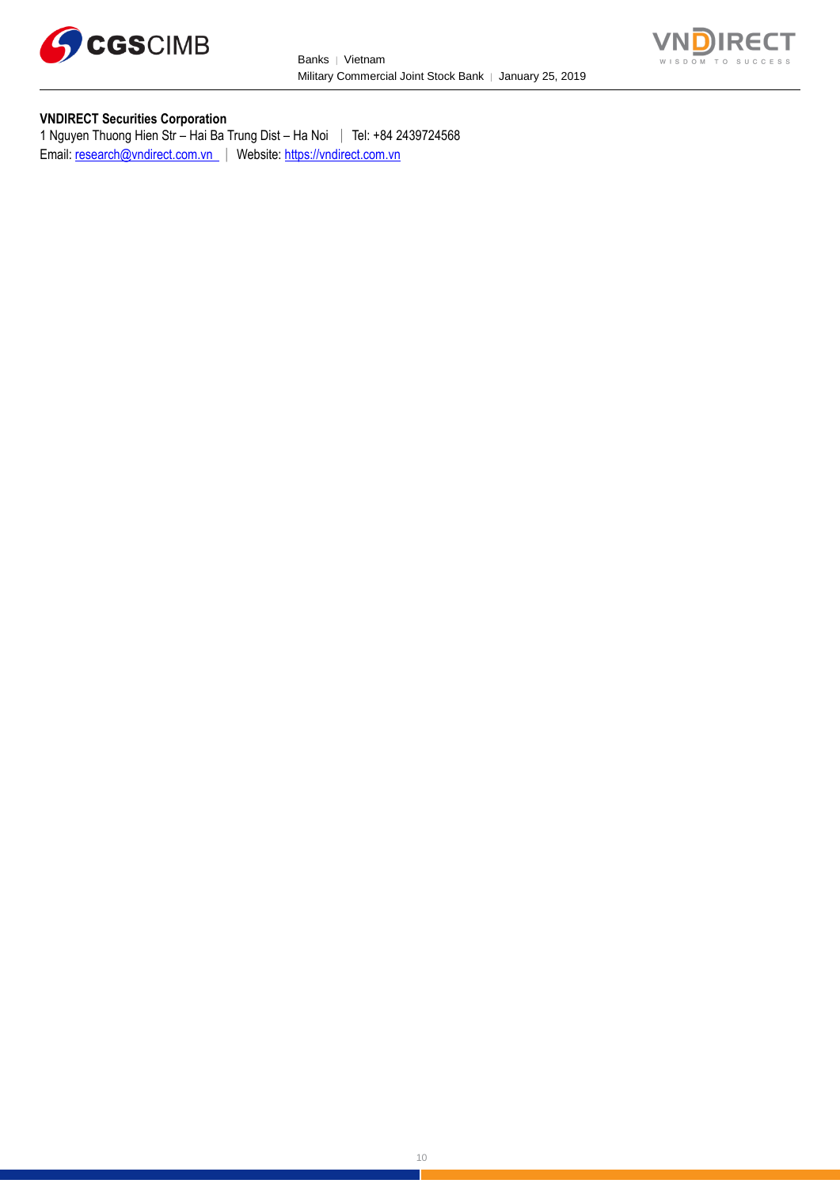**VNDIRECT Securities Corporation**

1 Nguyen Thuong Hien Str – Hai Ba Trung Dist – Ha Noi | Tel: +84 2439724568

Email: research@vndirect.com.vn | Website: https://vndirect.com.vn